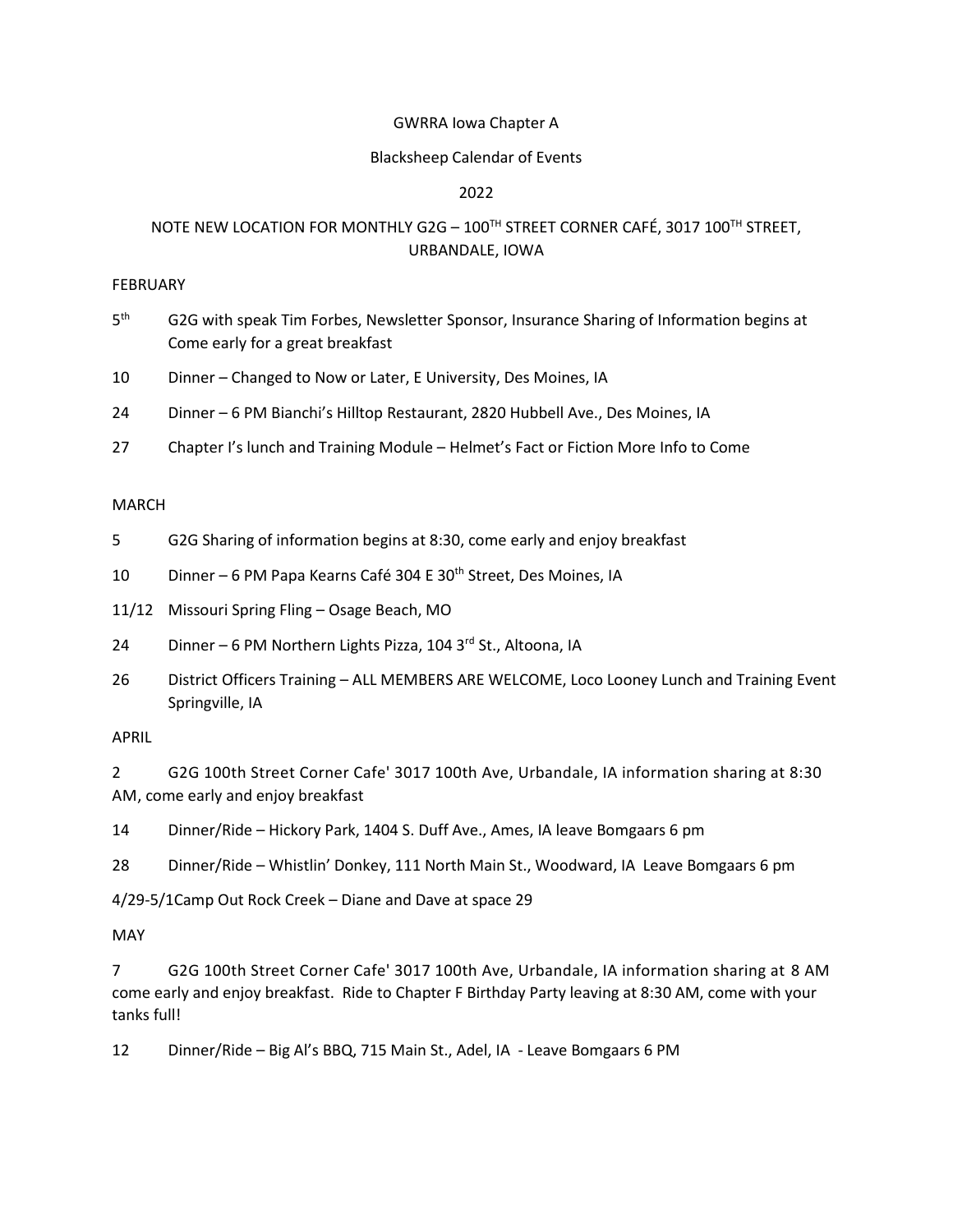GWRRA Iowa Chapter A

Blacksheep Calendar of Events

2022

NOTE NEW LOCATION FOR MONTHLY G2G – 100TH STREET CORNER CAFÉ, 3017 100TH STREET, URBANDALE, IOWA

FEBRUARY

5th G2G with speak Tim Forbes, Newsletter Sponsor, Insurance Sharing of Information begins at Come early for a great breakfast

10 Dinner – Changed to Now or Later, E University, Des Moines, IA

24 Dinner – 6 PM Bianchi's Hilltop Restaurant, 2820 Hubbell Ave., Des Moines, IA

27 Chapter I's lunch and Training Module – Helmet's Fact or Fiction More Info to Come

MARCH

5 G2G Sharing of information begins at 8:30, come early and enjoy breakfast

10 Dinner – 6 PM Papa Kearns Café 304 E 30th Street, Des Moines, IA

11/12 Missouri Spring Fling – Osage Beach, MO

24 Dinner – 6 PM Northern Lights Pizza, 104 3rd St., Altoona, IA

26 District Officers Training – ALL MEMBERS ARE WELCOME, Loco Looney Lunch and Training Event Springville, IA

APRIL

2 G2G 100th Street Corner Cafe' 3017 100th Ave, Urbandale, IA information sharing at 8:30 AM, come early and enjoy breakfast

14 Dinner/Ride – Hickory Park, 1404 S. Duff Ave., Ames, IA leave Bomgaars 6 pm

28 Dinner/Ride – Whistlin' Donkey, 111 North Main St., Woodward, IA Leave Bomgaars 6 pm

4/29-5/1Camp Out Rock Creek – Diane and Dave at space 29

MAY

7 G2G 100th Street Corner Cafe' 3017 100th Ave, Urbandale, IA information sharing at 8 AM come early and enjoy breakfast. Ride to Chapter F Birthday Party leaving at 8:30 AM, come with your tanks full!

12 Dinner/Ride – Big Al's BBQ, 715 Main St., Adel, IA - Leave Bomgaars 6 PM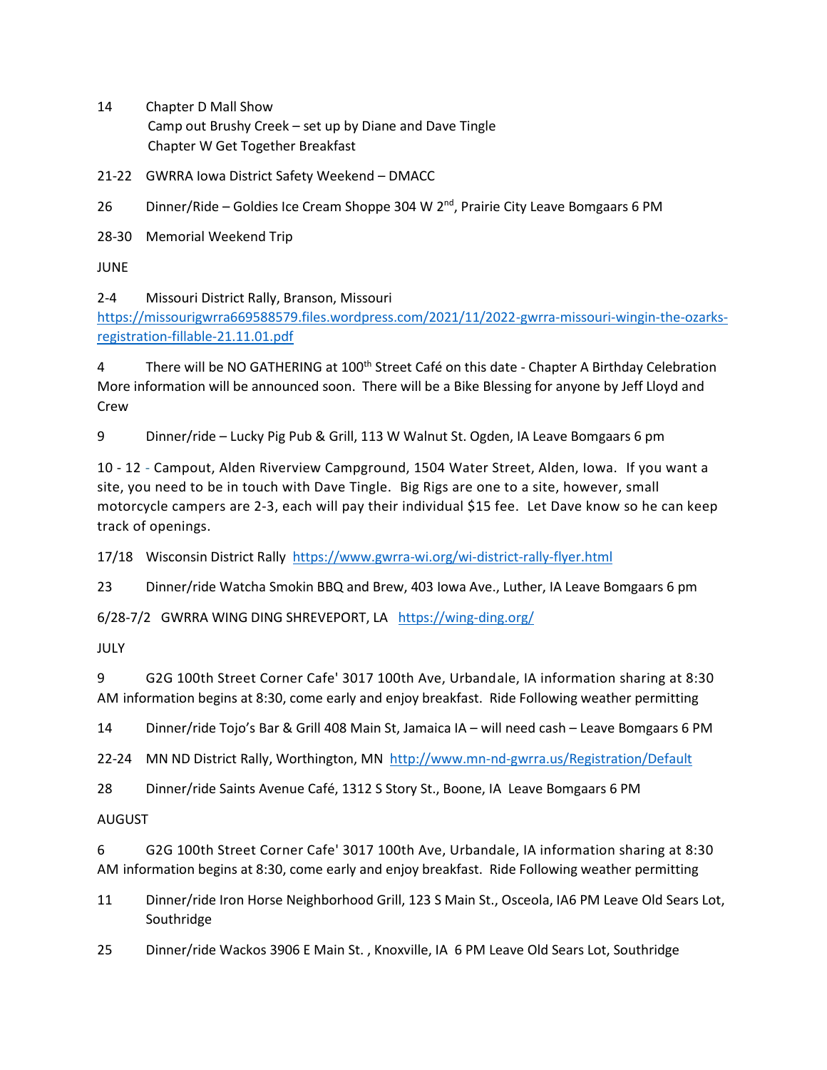14 Chapter D Mall Show
Camp out Brushy Creek – set up by Diane and Dave Tingle
Chapter W Get Together Breakfast

21-22 GWRRA Iowa District Safety Weekend – DMACC

26 Dinner/Ride – Goldies Ice Cream Shoppe 304 W 2nd, Prairie City Leave Bomgaars 6 PM

28-30 Memorial Weekend Trip

JUNE

2-4 Missouri District Rally, Branson, Missouri
https://missourigwrra669588579.files.wordpress.com/2021/11/2022-gwrra-missouri-wingin-the-ozarks-registration-fillable-21.11.01.pdf

4 There will be NO GATHERING at 100th Street Café on this date - Chapter A Birthday Celebration More information will be announced soon. There will be a Bike Blessing for anyone by Jeff Lloyd and Crew

9 Dinner/ride – Lucky Pig Pub & Grill, 113 W Walnut St. Ogden, IA Leave Bomgaars 6 pm

10 - 12 - Campout, Alden Riverview Campground, 1504 Water Street, Alden, Iowa. If you want a site, you need to be in touch with Dave Tingle. Big Rigs are one to a site, however, small motorcycle campers are 2-3, each will pay their individual $15 fee. Let Dave know so he can keep track of openings.

17/18 Wisconsin District Rally https://www.gwrra-wi.org/wi-district-rally-flyer.html

23 Dinner/ride Watcha Smokin BBQ and Brew, 403 Iowa Ave., Luther, IA Leave Bomgaars 6 pm

6/28-7/2 GWRRA WING DING SHREVEPORT, LA https://wing-ding.org/

JULY

9 G2G 100th Street Corner Cafe' 3017 100th Ave, Urbandale, IA information sharing at 8:30 AM information begins at 8:30, come early and enjoy breakfast. Ride Following weather permitting

14 Dinner/ride Tojo's Bar & Grill 408 Main St, Jamaica IA – will need cash – Leave Bomgaars 6 PM

22-24 MN ND District Rally, Worthington, MN http://www.mn-nd-gwrra.us/Registration/Default

28 Dinner/ride Saints Avenue Café, 1312 S Story St., Boone, IA Leave Bomgaars 6 PM

AUGUST

6 G2G 100th Street Corner Cafe' 3017 100th Ave, Urbandale, IA information sharing at 8:30 AM information begins at 8:30, come early and enjoy breakfast. Ride Following weather permitting

11 Dinner/ride Iron Horse Neighborhood Grill, 123 S Main St., Osceola, IA6 PM Leave Old Sears Lot, Southridge

25 Dinner/ride Wackos 3906 E Main St. , Knoxville, IA 6 PM Leave Old Sears Lot, Southridge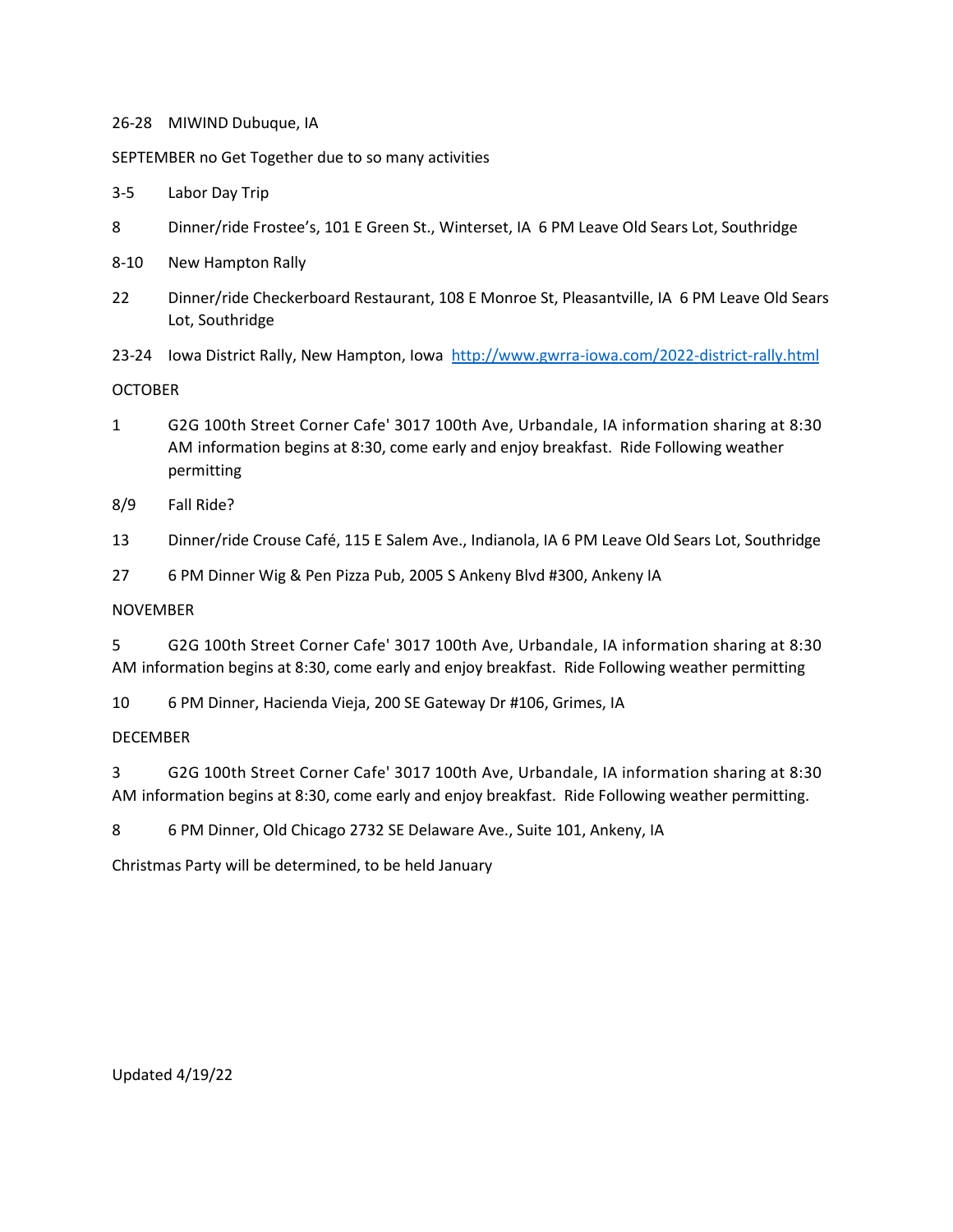26-28 MIWIND Dubuque, IA

SEPTEMBER no Get Together due to so many activities

3-5 Labor Day Trip

8 Dinner/ride Frostee's, 101 E Green St., Winterset, IA 6 PM Leave Old Sears Lot, Southridge

8-10 New Hampton Rally

22 Dinner/ride Checkerboard Restaurant, 108 E Monroe St, Pleasantville, IA 6 PM Leave Old Sears Lot, Southridge

23-24 Iowa District Rally, New Hampton, Iowa http://www.gwrra-iowa.com/2022-district-rally.html

OCTOBER

1 G2G 100th Street Corner Cafe' 3017 100th Ave, Urbandale, IA information sharing at 8:30 AM information begins at 8:30, come early and enjoy breakfast. Ride Following weather permitting

8/9 Fall Ride?

13 Dinner/ride Crouse Café, 115 E Salem Ave., Indianola, IA 6 PM Leave Old Sears Lot, Southridge

27 6 PM Dinner Wig & Pen Pizza Pub, 2005 S Ankeny Blvd #300, Ankeny IA

NOVEMBER

5 G2G 100th Street Corner Cafe' 3017 100th Ave, Urbandale, IA information sharing at 8:30 AM information begins at 8:30, come early and enjoy breakfast. Ride Following weather permitting

10 6 PM Dinner, Hacienda Vieja, 200 SE Gateway Dr #106, Grimes, IA

DECEMBER

3 G2G 100th Street Corner Cafe' 3017 100th Ave, Urbandale, IA information sharing at 8:30 AM information begins at 8:30, come early and enjoy breakfast. Ride Following weather permitting.

8 6 PM Dinner, Old Chicago 2732 SE Delaware Ave., Suite 101, Ankeny, IA

Christmas Party will be determined, to be held January

Updated 4/19/22